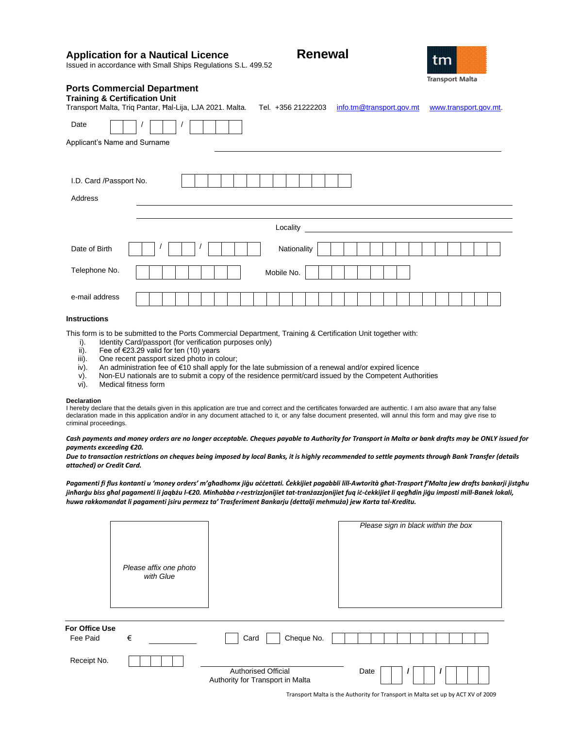# Application for a Nautical Licence

**Renewal**

Issued in accordance with Small Ships Regulations S.L. 499.52

Transport Malta

## Ports Commercial Department

### Training & Certification Unit

Transport Malta, Triq Pantar, Ħal-Lija, LJA 2021. Malta. Tel. +356 21222203 info.tm@transport.gov.mt www.transport.gov.mt.

Date ___ / ___ / ______

Applicant's Name and Surname ______________________________

I.D. Card /Passport No. ______________________________

Address ______________________________

______________________________

Locality ______________________________

Date of Birth ___ / ___ / ______ Nationality ______________________________

Telephone No. ______________________________ Mobile No. ______________________________

e-mail address ______________________________

### Instructions

This form is to be submitted to the Ports Commercial Department, Training & Certification Unit together with:

i). Identity Card/passport (for verification purposes only)
ii). Fee of €23.29 valid for ten (10) years
iii). One recent passport sized photo in colour;
iv). An administration fee of €10 shall apply for the late submission of a renewal and/or expired licence
v). Non-EU nationals are to submit a copy of the residence permit/card issued by the Competent Authorities
vi). Medical fitness form

**Declaration**

I hereby declare that the details given in this application are true and correct and the certificates forwarded are authentic. I am also aware that any false declaration made in this application and/or in any document attached to it, or any false document presented, will annul this form and may give rise to criminal proceedings.

***Cash payments and money orders are no longer acceptable. Cheques payable to Authority for Transport in Malta or bank drafts may be ONLY issued for payments exceeding €20.***

***Due to transaction restrictions on cheques being imposed by local Banks, it is highly recommended to settle payments through Bank Transfer (details attached) or Credit Card.***

***Pagamenti fi flus kontanti u 'money orders' m'għadhomx jiġu aċċettati. Ċekkijiet pagabbli lill-Awtorità għat-Trasport f'Malta jew drafts bankarji jistgħu jinħarġu biss għal pagamenti li jaqbżu l-€20. Minħabba r-restrizzjonijiet tat-tranżazzjonijiet fuq iċ-ċekkijiet li qegħdin jiġu imposti mill-Banek lokali, huwa rakkomandat li pagamenti jsiru permezz ta' Trasferiment Bankarju (dettalji mehmuża) jew Karta tal-Kreditu.***

*Please affix one photo with Glue*

*Please sign in black within the box*

**For Office Use**

Fee Paid € __________ ☐ Card ☐ Cheque No. ______________________________

Receipt No. __________

______________________________
Authorised Official
Authority for Transport in Malta

Date ___ / ___ / ______

Transport Malta is the Authority for Transport in Malta set up by ACT XV of 2009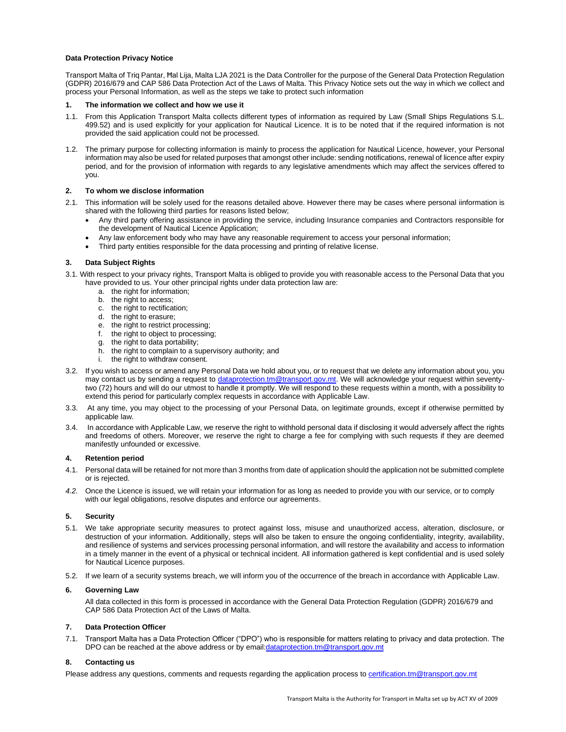**Data Protection Privacy Notice**

Transport Malta of Triq Pantar, Ħal Lija, Malta LJA 2021 is the Data Controller for the purpose of the General Data Protection Regulation (GDPR) 2016/679 and CAP 586 Data Protection Act of the Laws of Malta. This Privacy Notice sets out the way in which we collect and process your Personal Information, as well as the steps we take to protect such information

**1. The information we collect and how we use it**

1.1. From this Application Transport Malta collects different types of information as required by Law (Small Ships Regulations S.L. 499.52) and is used explicitly for your application for Nautical Licence. It is to be noted that if the required information is not provided the said application could not be processed.

1.2. The primary purpose for collecting information is mainly to process the application for Nautical Licence, however, your Personal information may also be used for related purposes that amongst other include: sending notifications, renewal of licence after expiry period, and for the provision of information with regards to any legislative amendments which may affect the services offered to you.

**2. To whom we disclose information**

2.1. This information will be solely used for the reasons detailed above. However there may be cases where personal iinformation is shared with the following third parties for reasons listed below;

- Any third party offering assistance in providing the service, including Insurance companies and Contractors responsible for the development of Nautical Licence Application;
- Any law enforcement body who may have any reasonable requirement to access your personal information;
- Third party entities responsible for the data processing and printing of relative license.

**3. Data Subject Rights**

3.1. With respect to your privacy rights, Transport Malta is obliged to provide you with reasonable access to the Personal Data that you have provided to us. Your other principal rights under data protection law are:

a. the right for information;
b. the right to access;
c. the right to rectification;
d. the right to erasure;
e. the right to restrict processing;
f. the right to object to processing;
g. the right to data portability;
h. the right to complain to a supervisory authority; and
i. the right to withdraw consent.

3.2. If you wish to access or amend any Personal Data we hold about you, or to request that we delete any information about you, you may contact us by sending a request to dataprotection.tm@transport.gov.mt. We will acknowledge your request within seventy-two (72) hours and will do our utmost to handle it promptly. We will respond to these requests within a month, with a possibility to extend this period for particularly complex requests in accordance with Applicable Law.

3.3. At any time, you may object to the processing of your Personal Data, on legitimate grounds, except if otherwise permitted by applicable law.

3.4. In accordance with Applicable Law, we reserve the right to withhold personal data if disclosing it would adversely affect the rights and freedoms of others. Moreover, we reserve the right to charge a fee for complying with such requests if they are deemed manifestly unfounded or excessive.

**4. Retention period**

4.1. Personal data will be retained for not more than 3 months from date of application should the application not be submitted complete or is rejected.

*4.2.* Once the Licence is issued, we will retain your information for as long as needed to provide you with our service, or to comply with our legal obligations, resolve disputes and enforce our agreements.

**5. Security**

5.1. We take appropriate security measures to protect against loss, misuse and unauthorized access, alteration, disclosure, or destruction of your information. Additionally, steps will also be taken to ensure the ongoing confidentiality, integrity, availability, and resilience of systems and services processing personal information, and will restore the availability and access to information in a timely manner in the event of a physical or technical incident. All information gathered is kept confidential and is used solely for Nautical Licence purposes.

5.2. If we learn of a security systems breach, we will inform you of the occurrence of the breach in accordance with Applicable Law.

**6. Governing Law**

All data collected in this form is processed in accordance with the General Data Protection Regulation (GDPR) 2016/679 and CAP 586 Data Protection Act of the Laws of Malta.

**7. Data Protection Officer**

7.1. Transport Malta has a Data Protection Officer ("DPO") who is responsible for matters relating to privacy and data protection. The DPO can be reached at the above address or by email:dataprotection.tm@transport.gov.mt

**8. Contacting us**

Please address any questions, comments and requests regarding the application process to certification.tm@transport.gov.mt

Transport Malta is the Authority for Transport in Malta set up by ACT XV of 2009